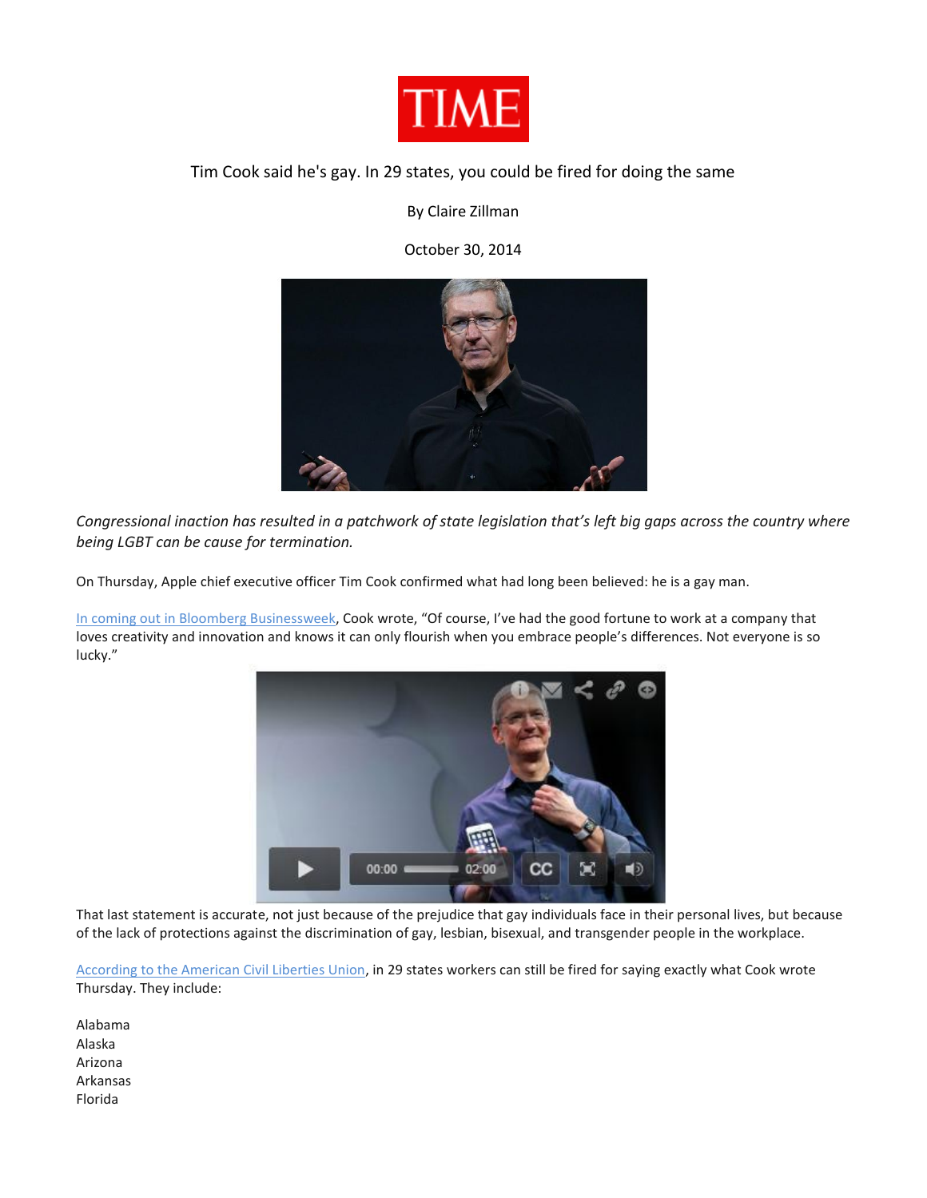TIME

# Tim Cook said he's gay. In 29 states, you could be fired for doing the same

By Claire Zillman

October 30, 2014

*Congressional inaction has resulted in a patchwork of state legislation that's left big gaps across the country where being LGBT can be cause for termination.*

On Thursday, Apple chief executive officer Tim Cook confirmed what had long been believed: he is a gay man.

In coming out in Bloomberg Businessweek, Cook wrote, "Of course, I've had the good fortune to work at a company that loves creativity and innovation and knows it can only flourish when you embrace people's differences. Not everyone is so lucky."

That last statement is accurate, not just because of the prejudice that gay individuals face in their personal lives, but because of the lack of protections against the discrimination of gay, lesbian, bisexual, and transgender people in the workplace.

According to the American Civil Liberties Union, in 29 states workers can still be fired for saying exactly what Cook wrote Thursday. They include:

Alabama
Alaska
Arizona
Arkansas
Florida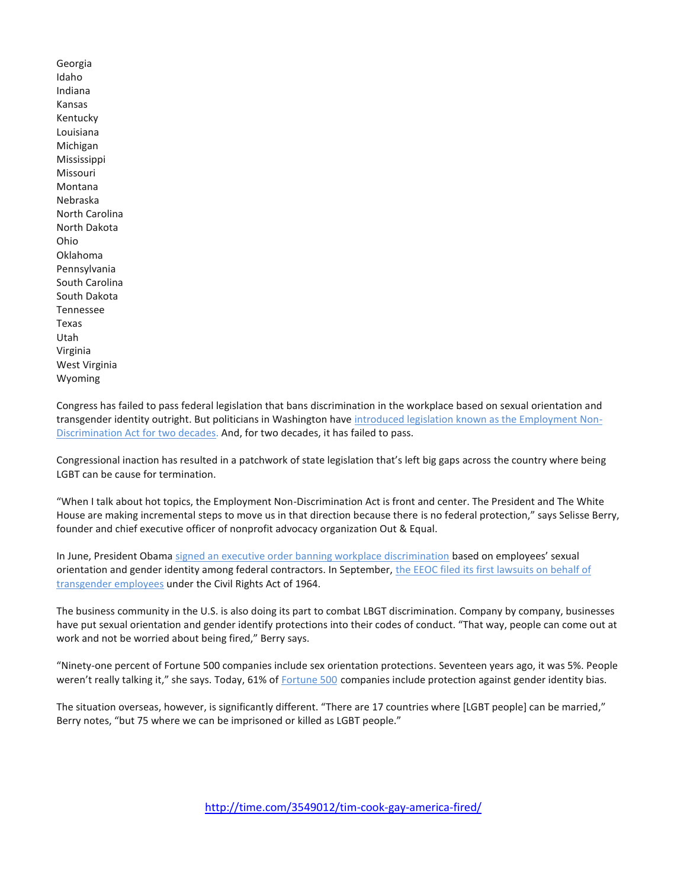Georgia
Idaho
Indiana
Kansas
Kentucky
Louisiana
Michigan
Mississippi
Missouri
Montana
Nebraska
North Carolina
North Dakota
Ohio
Oklahoma
Pennsylvania
South Carolina
South Dakota
Tennessee
Texas
Utah
Virginia
West Virginia
Wyoming

Congress has failed to pass federal legislation that bans discrimination in the workplace based on sexual orientation and transgender identity outright. But politicians in Washington have introduced legislation known as the Employment Non-Discrimination Act for two decades. And, for two decades, it has failed to pass.

Congressional inaction has resulted in a patchwork of state legislation that's left big gaps across the country where being LGBT can be cause for termination.

"When I talk about hot topics, the Employment Non-Discrimination Act is front and center. The President and The White House are making incremental steps to move us in that direction because there is no federal protection," says Selisse Berry, founder and chief executive officer of nonprofit advocacy organization Out & Equal.

In June, President Obama signed an executive order banning workplace discrimination based on employees' sexual orientation and gender identity among federal contractors. In September, the EEOC filed its first lawsuits on behalf of transgender employees under the Civil Rights Act of 1964.

The business community in the U.S. is also doing its part to combat LBGT discrimination. Company by company, businesses have put sexual orientation and gender identify protections into their codes of conduct. "That way, people can come out at work and not be worried about being fired," Berry says.

"Ninety-one percent of Fortune 500 companies include sex orientation protections. Seventeen years ago, it was 5%. People weren't really talking it," she says. Today, 61% of Fortune 500 companies include protection against gender identity bias.

The situation overseas, however, is significantly different. "There are 17 countries where [LGBT people] can be married," Berry notes, "but 75 where we can be imprisoned or killed as LGBT people."

http://time.com/3549012/tim-cook-gay-america-fired/